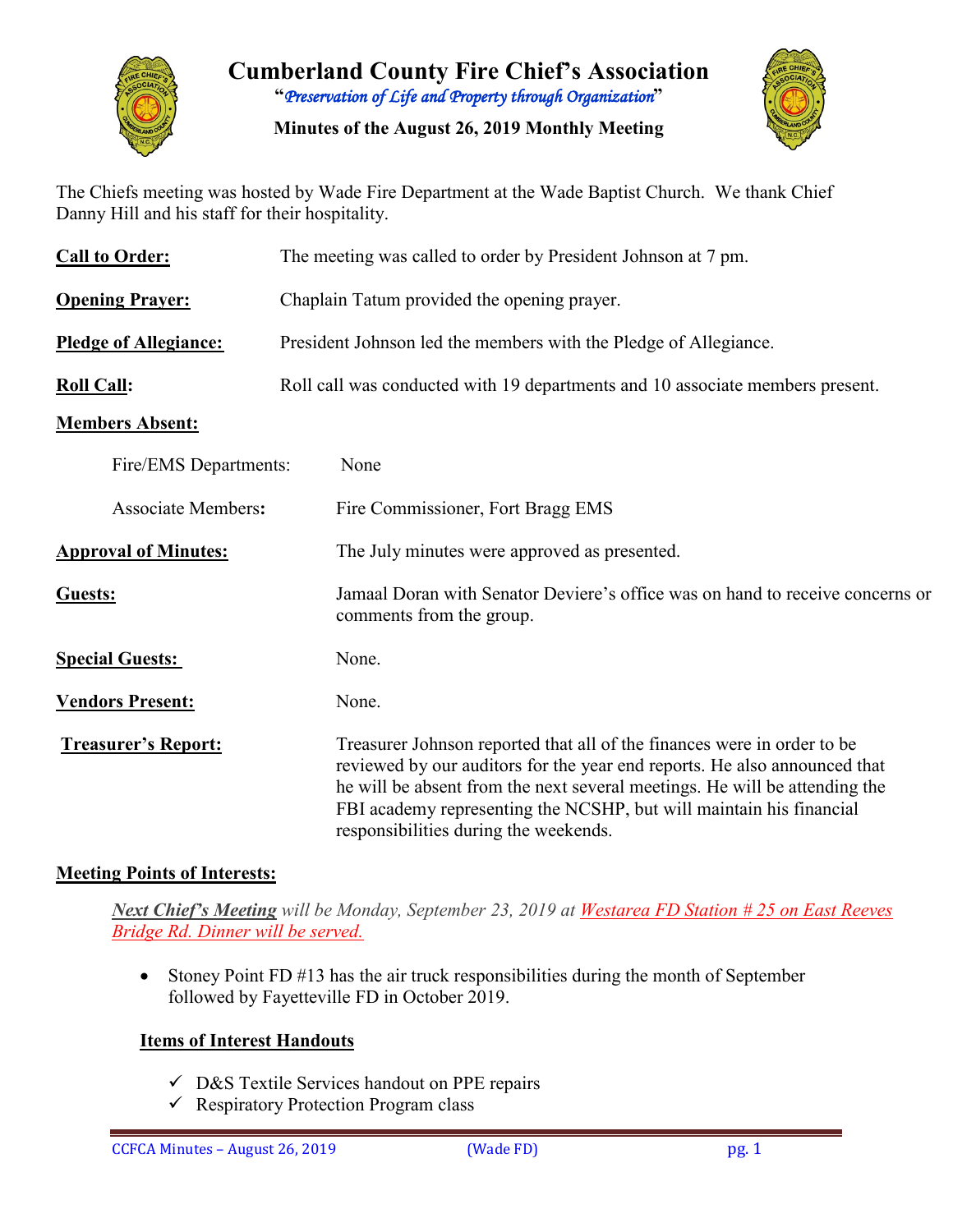# Cumberland County Fire Chief's Association

"*Preservation of Life and Property through Organization*"

**Minutes of the August 26, 2019 Monthly Meeting**

The Chiefs meeting was hosted by Wade Fire Department at the Wade Baptist Church. We thank Chief Danny Hill and his staff for their hospitality.

**Call to Order:** The meeting was called to order by President Johnson at 7 pm.

**Opening Prayer:** Chaplain Tatum provided the opening prayer.

**Pledge of Allegiance:** President Johnson led the members with the Pledge of Allegiance.

**Roll Call:** Roll call was conducted with 19 departments and 10 associate members present.

**Members Absent:**

Fire/EMS Departments: None

Associate Members: Fire Commissioner, Fort Bragg EMS

**Approval of Minutes:** The July minutes were approved as presented.

**Guests:** Jamaal Doran with Senator Deviere's office was on hand to receive concerns or comments from the group.

**Special Guests:** None.

**Vendors Present:** None.

**Treasurer's Report:** Treasurer Johnson reported that all of the finances were in order to be reviewed by our auditors for the year end reports. He also announced that he will be absent from the next several meetings. He will be attending the FBI academy representing the NCSHP, but will maintain his financial responsibilities during the weekends.

**Meeting Points of Interests:**

***Next Chief's Meeting*** *will be Monday, September 23, 2019 at Westarea FD Station # 25 on East Reeves Bridge Rd. Dinner will be served.*

- Stoney Point FD #13 has the air truck responsibilities during the month of September followed by Fayetteville FD in October 2019.

**Items of Interest Handouts**

- ✓ D&S Textile Services handout on PPE repairs
- ✓ Respiratory Protection Program class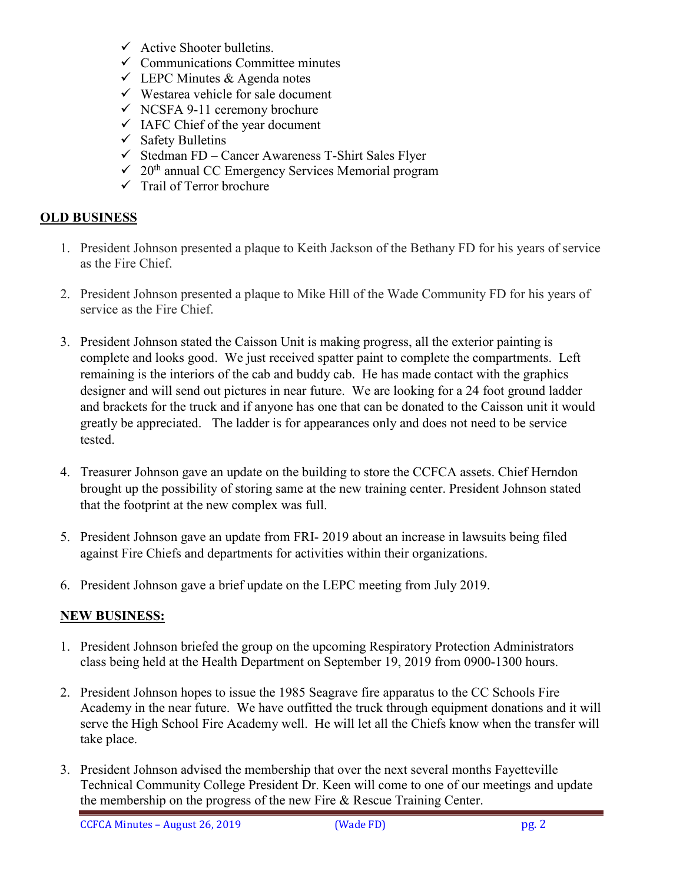- ✓ Active Shooter bulletins.
- ✓ Communications Committee minutes
- ✓ LEPC Minutes & Agenda notes
- ✓ Westarea vehicle for sale document
- ✓ NCSFA 9-11 ceremony brochure
- ✓ IAFC Chief of the year document
- ✓ Safety Bulletins
- ✓ Stedman FD – Cancer Awareness T-Shirt Sales Flyer
- ✓ 20th annual CC Emergency Services Memorial program
- ✓ Trail of Terror brochure

## OLD BUSINESS

1. President Johnson presented a plaque to Keith Jackson of the Bethany FD for his years of service as the Fire Chief.

2. President Johnson presented a plaque to Mike Hill of the Wade Community FD for his years of service as the Fire Chief.

3. President Johnson stated the Caisson Unit is making progress, all the exterior painting is complete and looks good. We just received spatter paint to complete the compartments. Left remaining is the interiors of the cab and buddy cab. He has made contact with the graphics designer and will send out pictures in near future. We are looking for a 24 foot ground ladder and brackets for the truck and if anyone has one that can be donated to the Caisson unit it would greatly be appreciated. The ladder is for appearances only and does not need to be service tested.

4. Treasurer Johnson gave an update on the building to store the CCFCA assets. Chief Herndon brought up the possibility of storing same at the new training center. President Johnson stated that the footprint at the new complex was full.

5. President Johnson gave an update from FRI- 2019 about an increase in lawsuits being filed against Fire Chiefs and departments for activities within their organizations.

6. President Johnson gave a brief update on the LEPC meeting from July 2019.

## NEW BUSINESS:

1. President Johnson briefed the group on the upcoming Respiratory Protection Administrators class being held at the Health Department on September 19, 2019 from 0900-1300 hours.

2. President Johnson hopes to issue the 1985 Seagrave fire apparatus to the CC Schools Fire Academy in the near future. We have outfitted the truck through equipment donations and it will serve the High School Fire Academy well. He will let all the Chiefs know when the transfer will take place.

3. President Johnson advised the membership that over the next several months Fayetteville Technical Community College President Dr. Keen will come to one of our meetings and update the membership on the progress of the new Fire & Rescue Training Center.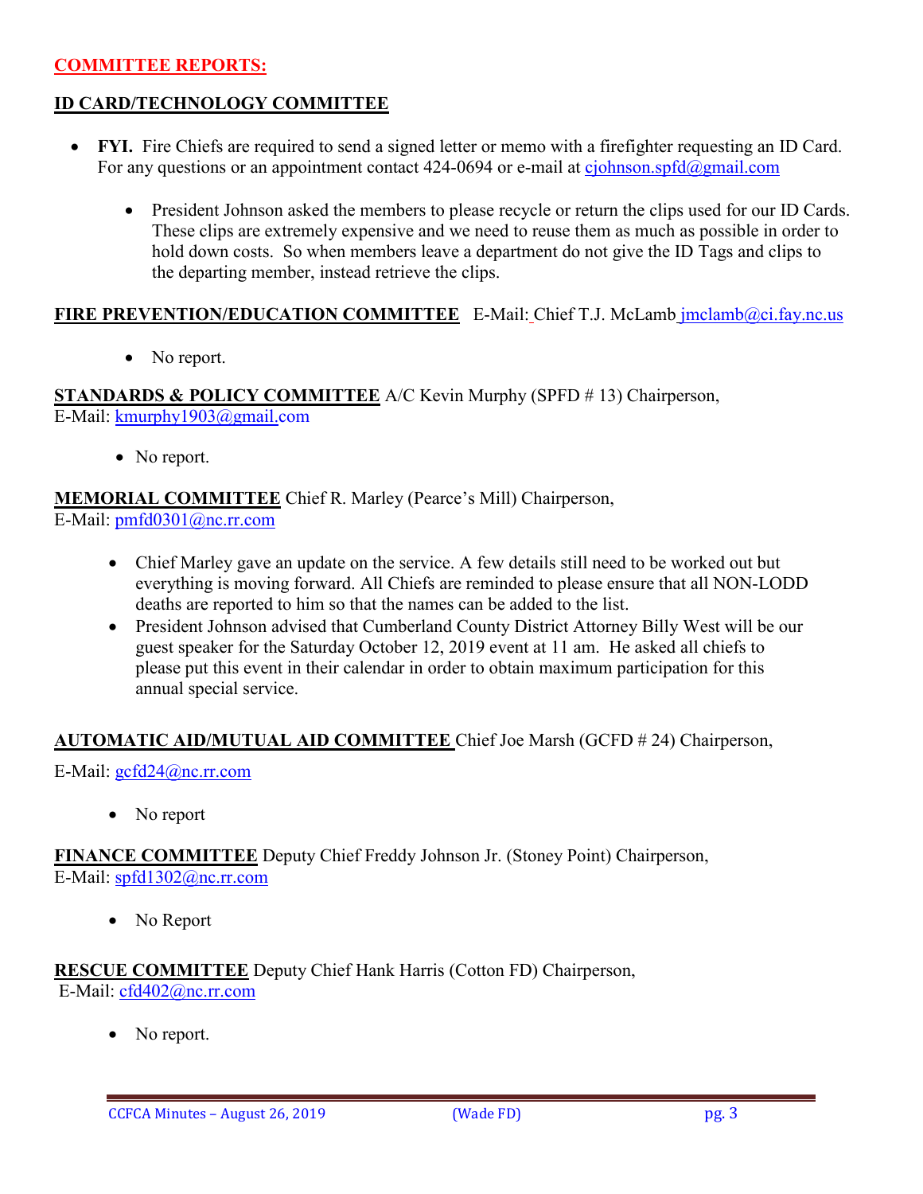## COMMITTEE REPORTS:

### ID CARD/TECHNOLOGY COMMITTEE

- **FYI.** Fire Chiefs are required to send a signed letter or memo with a firefighter requesting an ID Card. For any questions or an appointment contact 424-0694 or e-mail at cjohnson.spfd@gmail.com
  - President Johnson asked the members to please recycle or return the clips used for our ID Cards. These clips are extremely expensive and we need to reuse them as much as possible in order to hold down costs. So when members leave a department do not give the ID Tags and clips to the departing member, instead retrieve the clips.

**FIRE PREVENTION/EDUCATION COMMITTEE** E-Mail: Chief T.J. McLamb jmclamb@ci.fay.nc.us

- No report.

**STANDARDS & POLICY COMMITTEE** A/C Kevin Murphy (SPFD # 13) Chairperson, E-Mail: kmurphy1903@gmail.com

- No report.

**MEMORIAL COMMITTEE** Chief R. Marley (Pearce's Mill) Chairperson, E-Mail: pmfd0301@nc.rr.com

- Chief Marley gave an update on the service. A few details still need to be worked out but everything is moving forward. All Chiefs are reminded to please ensure that all NON-LODD deaths are reported to him so that the names can be added to the list.
- President Johnson advised that Cumberland County District Attorney Billy West will be our guest speaker for the Saturday October 12, 2019 event at 11 am. He asked all chiefs to please put this event in their calendar in order to obtain maximum participation for this annual special service.

**AUTOMATIC AID/MUTUAL AID COMMITTEE** Chief Joe Marsh (GCFD # 24) Chairperson,

E-Mail: gcfd24@nc.rr.com

- No report

**FINANCE COMMITTEE** Deputy Chief Freddy Johnson Jr. (Stoney Point) Chairperson, E-Mail: spfd1302@nc.rr.com

- No Report

**RESCUE COMMITTEE** Deputy Chief Hank Harris (Cotton FD) Chairperson, E-Mail: cfd402@nc.rr.com

- No report.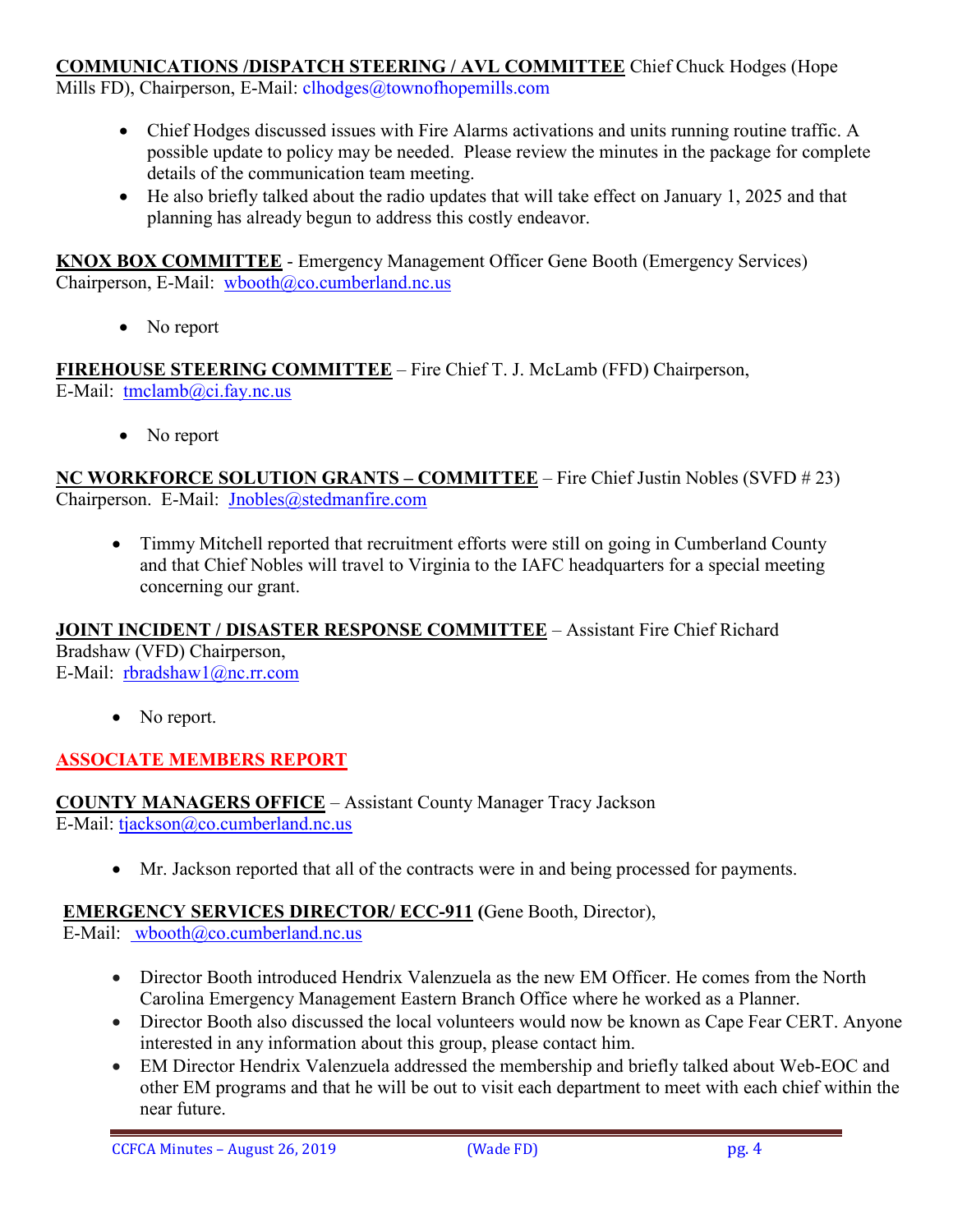**COMMUNICATIONS /DISPATCH STEERING / AVL COMMITTEE** Chief Chuck Hodges (Hope Mills FD), Chairperson, E-Mail: clhodges@townofhopemills.com

- Chief Hodges discussed issues with Fire Alarms activations and units running routine traffic. A possible update to policy may be needed. Please review the minutes in the package for complete details of the communication team meeting.
- He also briefly talked about the radio updates that will take effect on January 1, 2025 and that planning has already begun to address this costly endeavor.

**KNOX BOX COMMITTEE** - Emergency Management Officer Gene Booth (Emergency Services) Chairperson, E-Mail: wbooth@co.cumberland.nc.us

- No report

**FIREHOUSE STEERING COMMITTEE** – Fire Chief T. J. McLamb (FFD) Chairperson, E-Mail: tmclamb@ci.fay.nc.us

- No report

**NC WORKFORCE SOLUTION GRANTS – COMMITTEE** – Fire Chief Justin Nobles (SVFD # 23) Chairperson. E-Mail: Jnobles@stedmanfire.com

- Timmy Mitchell reported that recruitment efforts were still on going in Cumberland County and that Chief Nobles will travel to Virginia to the IAFC headquarters for a special meeting concerning our grant.

**JOINT INCIDENT / DISASTER RESPONSE COMMITTEE** – Assistant Fire Chief Richard Bradshaw (VFD) Chairperson, E-Mail: rbradshaw1@nc.rr.com

- No report.

## ASSOCIATE MEMBERS REPORT

**COUNTY MANAGERS OFFICE** – Assistant County Manager Tracy Jackson E-Mail: tjackson@co.cumberland.nc.us

- Mr. Jackson reported that all of the contracts were in and being processed for payments.

**EMERGENCY SERVICES DIRECTOR/ ECC-911 (**Gene Booth, Director), E-Mail: wbooth@co.cumberland.nc.us

- Director Booth introduced Hendrix Valenzuela as the new EM Officer. He comes from the North Carolina Emergency Management Eastern Branch Office where he worked as a Planner.
- Director Booth also discussed the local volunteers would now be known as Cape Fear CERT. Anyone interested in any information about this group, please contact him.
- EM Director Hendrix Valenzuela addressed the membership and briefly talked about Web-EOC and other EM programs and that he will be out to visit each department to meet with each chief within the near future.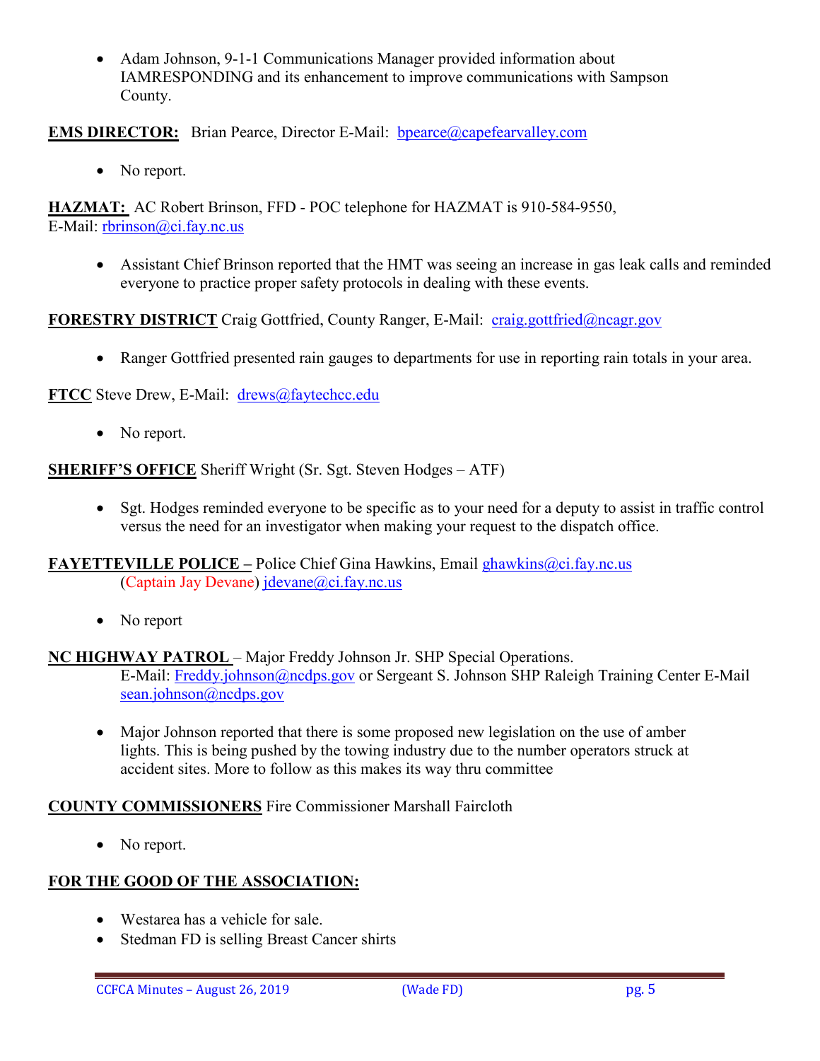- Adam Johnson, 9-1-1 Communications Manager provided information about IAMRESPONDING and its enhancement to improve communications with Sampson County.

**EMS DIRECTOR:** Brian Pearce, Director E-Mail: bpearce@capefearvalley.com

- No report.

**HAZMAT:** AC Robert Brinson, FFD - POC telephone for HAZMAT is 910-584-9550, E-Mail: rbrinson@ci.fay.nc.us

- Assistant Chief Brinson reported that the HMT was seeing an increase in gas leak calls and reminded everyone to practice proper safety protocols in dealing with these events.

**FORESTRY DISTRICT** Craig Gottfried, County Ranger, E-Mail: craig.gottfried@ncagr.gov

- Ranger Gottfried presented rain gauges to departments for use in reporting rain totals in your area.

**FTCC** Steve Drew, E-Mail: drews@faytechcc.edu

- No report.

**SHERIFF'S OFFICE** Sheriff Wright (Sr. Sgt. Steven Hodges – ATF)

- Sgt. Hodges reminded everyone to be specific as to your need for a deputy to assist in traffic control versus the need for an investigator when making your request to the dispatch office.

**FAYETTEVILLE POLICE –** Police Chief Gina Hawkins, Email ghawkins@ci.fay.nc.us (Captain Jay Devane) jdevane@ci.fay.nc.us

- No report

**NC HIGHWAY PATROL** – Major Freddy Johnson Jr. SHP Special Operations. E-Mail: Freddy.johnson@ncdps.gov or Sergeant S. Johnson SHP Raleigh Training Center E-Mail sean.johnson@ncdps.gov

- Major Johnson reported that there is some proposed new legislation on the use of amber lights. This is being pushed by the towing industry due to the number operators struck at accident sites. More to follow as this makes its way thru committee

**COUNTY COMMISSIONERS** Fire Commissioner Marshall Faircloth

- No report.

**FOR THE GOOD OF THE ASSOCIATION:**

- Westarea has a vehicle for sale.
- Stedman FD is selling Breast Cancer shirts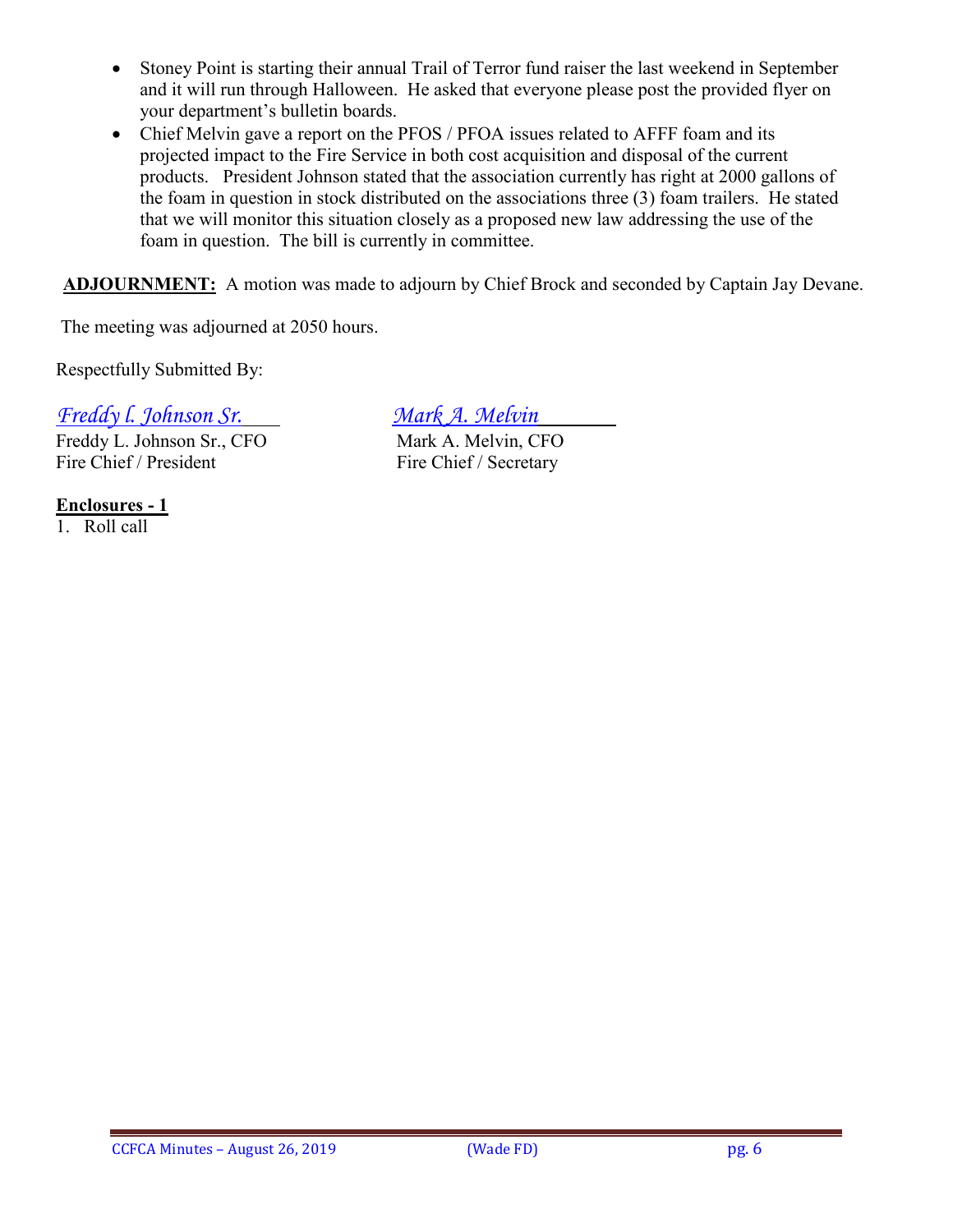- Stoney Point is starting their annual Trail of Terror fund raiser the last weekend in September and it will run through Halloween. He asked that everyone please post the provided flyer on your department's bulletin boards.
- Chief Melvin gave a report on the PFOS / PFOA issues related to AFFF foam and its projected impact to the Fire Service in both cost acquisition and disposal of the current products. President Johnson stated that the association currently has right at 2000 gallons of the foam in question in stock distributed on the associations three (3) foam trailers. He stated that we will monitor this situation closely as a proposed new law addressing the use of the foam in question. The bill is currently in committee.

**ADJOURNMENT:** A motion was made to adjourn by Chief Brock and seconded by Captain Jay Devane.

The meeting was adjourned at 2050 hours.

Respectfully Submitted By:

| *Freddy l. Johnson Sr.* | *Mark A. Melvin* |
|---|---|
| Freddy L. Johnson Sr., CFO | Mark A. Melvin, CFO |
| Fire Chief / President | Fire Chief / Secretary |

**Enclosures - 1**

1. Roll call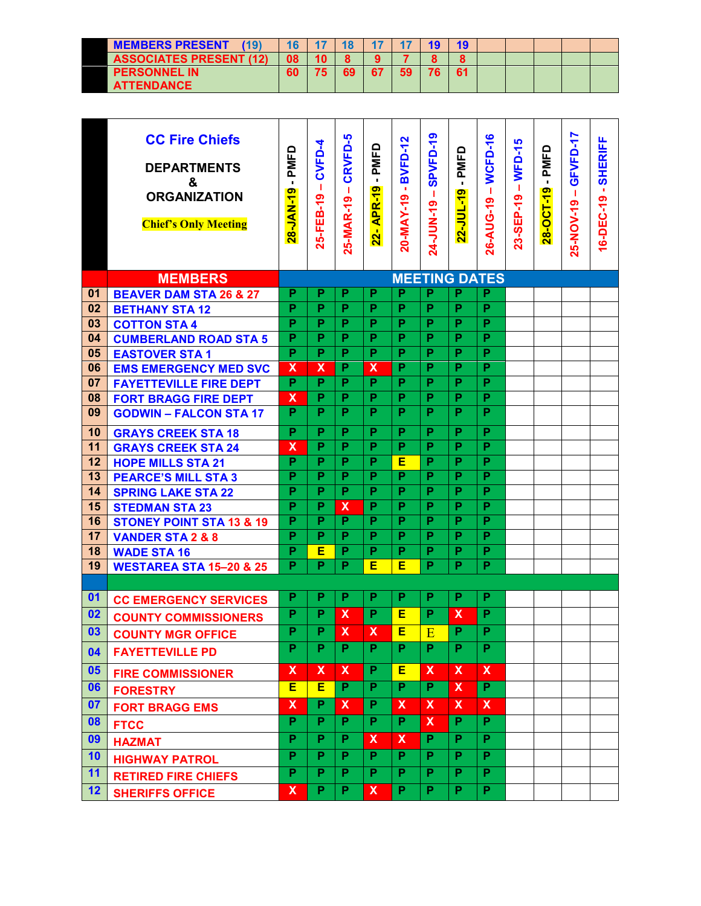| | | 28-JAN-19 - PMFD | 25-FEB-19 – CVFD-4 | 25-MAR-19 – CRVFD-5 | 22- APR-19 - PMFD | 20-MAY-19 - BVFD-12 | 24-JUN-19 – SPVFD-19 | 22-JUL-19 - PMFD | 26-AUG-19 – WCFD-16 | 23-SEP-19 – WFD-15 | 28-OCT-19 - PMFD | 25-NOV-19 – GFVFD-17 | 16-DEC-19 - SHERIFF |
|---|---|---|---|---|---|---|---|---|---|---|---|---|---|
| | MEMBERS PRESENT (19) | 16 | 17 | 18 | 17 | 17 | 19 | 19 | | | | | |
| | ASSOCIATES PRESENT (12) | 08 | 10 | 8 | 9 | 7 | 8 | 8 | | | | | |
| | PERSONNEL IN ATTENDANCE | 60 | 75 | 69 | 67 | 59 | 76 | 61 | | | | | |

| | CC Fire Chiefs<br>DEPARTMENTS & ORGANIZATION<br>Chief's Only Meeting | 28-JAN-19 - PMFD | 25-FEB-19 – CVFD-4 | 25-MAR-19 – CRVFD-5 | 22- APR-19 - PMFD | 20-MAY-19 - BVFD-12 | 24-JUN-19 – SPVFD-19 | 22-JUL-19 - PMFD | 26-AUG-19 – WCFD-16 | 23-SEP-19 – WFD-15 | 28-OCT-19 - PMFD | 25-NOV-19 – GFVFD-17 | 16-DEC-19 - SHERIFF |
|---|---|---|---|---|---|---|---|---|---|---|---|---|---|
| | **MEMBERS** | **MEETING DATES** | | | | | | | | | | | |
| 01 | BEAVER DAM STA 26 & 27 | P | P | P | P | P | P | P | P | | | | |
| 02 | BETHANY STA 12 | P | P | P | P | P | P | P | P | | | | |
| 03 | COTTON STA 4 | P | P | P | P | P | P | P | P | | | | |
| 04 | CUMBERLAND ROAD STA 5 | P | P | P | P | P | P | P | P | | | | |
| 05 | EASTOVER STA 1 | P | P | P | P | P | P | P | P | | | | |
| 06 | EMS EMERGENCY MED SVC | X | X | P | X | P | P | P | P | | | | |
| 07 | FAYETTEVILLE FIRE DEPT | P | P | P | P | P | P | P | P | | | | |
| 08 | FORT BRAGG FIRE DEPT | X | P | P | P | P | P | P | P | | | | |
| 09 | GODWIN – FALCON STA 17 | P | P | P | P | P | P | P | P | | | | |
| 10 | GRAYS CREEK STA 18 | P | P | P | P | P | P | P | P | | | | |
| 11 | GRAYS CREEK STA 24 | X | P | P | P | P | P | P | P | | | | |
| 12 | HOPE MILLS STA 21 | P | P | P | P | E | P | P | P | | | | |
| 13 | PEARCE'S MILL STA 3 | P | P | P | P | P | P | P | P | | | | |
| 14 | SPRING LAKE STA 22 | P | P | P | P | P | P | P | P | | | | |
| 15 | STEDMAN STA 23 | P | P | X | P | P | P | P | P | | | | |
| 16 | STONEY POINT STA 13 & 19 | P | P | P | P | P | P | P | P | | | | |
| 17 | VANDER STA 2 & 8 | P | P | P | P | P | P | P | P | | | | |
| 18 | WADE STA 16 | P | E | P | P | P | P | P | P | | | | |
| 19 | WESTAREA STA 15–20 & 25 | P | P | P | E | E | P | P | P | | | | |
| | | | | | | | | | | | | | |
| 01 | CC EMERGENCY SERVICES | P | P | P | P | P | P | P | P | | | | |
| 02 | COUNTY COMMISSIONERS | P | P | X | P | E | P | X | P | | | | |
| 03 | COUNTY MGR OFFICE | P | P | X | X | E | E | P | P | | | | |
| 04 | FAYETTEVILLE PD | P | P | P | P | P | P | P | P | | | | |
| 05 | FIRE COMMISSIONER | X | X | X | P | E | X | X | X | | | | |
| 06 | FORESTRY | E | E | P | P | P | P | X | P | | | | |
| 07 | FORT BRAGG EMS | X | P | X | P | X | X | X | X | | | | |
| 08 | FTCC | P | P | P | P | P | X | P | P | | | | |
| 09 | HAZMAT | P | P | P | X | X | P | P | P | | | | |
| 10 | HIGHWAY PATROL | P | P | P | P | P | P | P | P | | | | |
| 11 | RETIRED FIRE CHIEFS | P | P | P | P | P | P | P | P | | | | |
| 12 | SHERIFFS OFFICE | X | P | P | X | P | P | P | P | | | | |